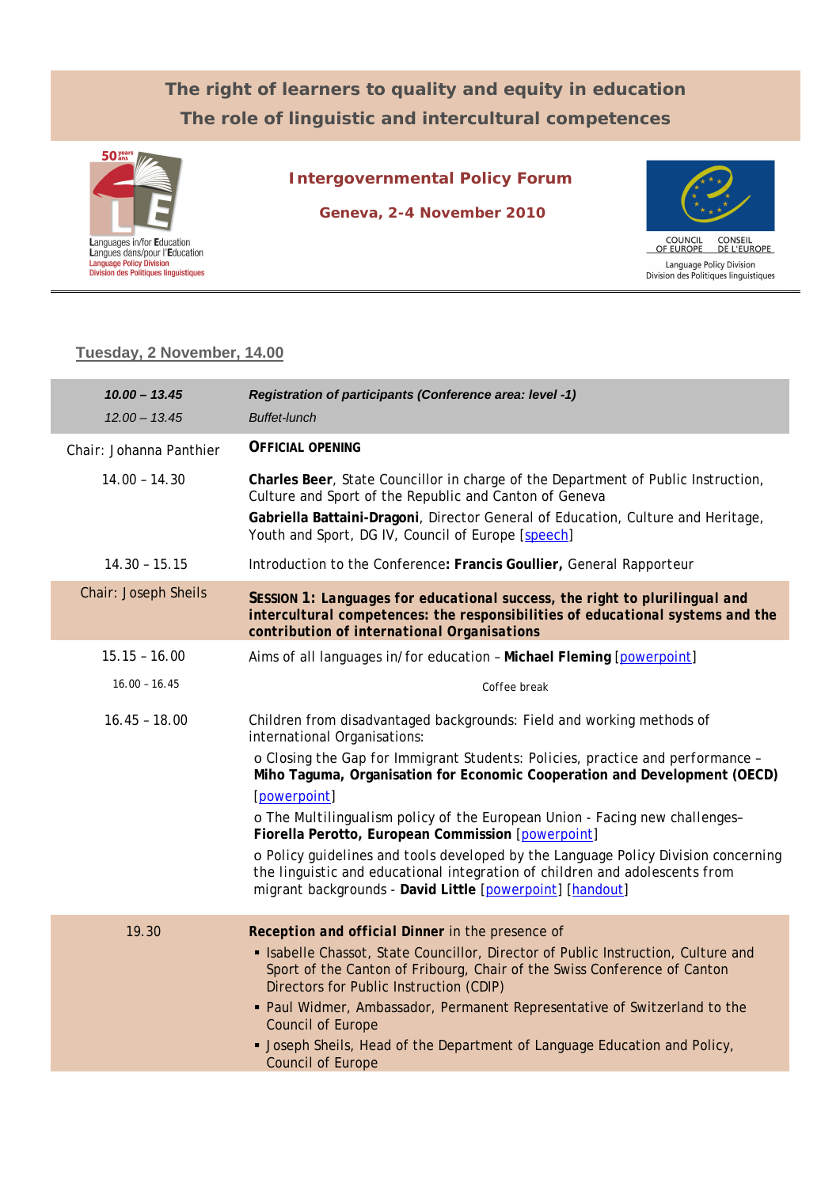# The right of learners to quality and equity in education
## The role of linguistic and intercultural competences

Languages in/for Education
Langues dans/pour l'Education
Language Policy Division
Division des Politiques linguistiques

### Intergovernmental Policy Forum

**Geneva, 2-4 November 2010**

COUNCIL OF EUROPE CONSEIL DE L'EUROPE
Language Policy Division
Division des Politiques linguistiques

## Tuesday, 2 November, 14.00

| | |
|---|---|
| *10.00 – 13.45* | ***Registration of participants (Conference area: level -1)*** |
| *12.00 – 13.45* | *Buffet-lunch* |
| Chair: Johanna Panthier | **OFFICIAL OPENING** |
| 14.00 – 14.30 | **Charles Beer**, State Councillor in charge of the Department of Public Instruction, Culture and Sport of the Republic and Canton of Geneva<br>**Gabriella Battaini-Dragoni**, Director General of Education, Culture and Heritage, Youth and Sport, DG IV, Council of Europe [speech] |
| 14.30 – 15.15 | Introduction to the Conference**: Francis Goullier,** General Rapporteur |
| Chair: Joseph Sheils | **SESSION 1: *Languages for educational success, the right to plurilingual and intercultural competences: the responsibilities of educational systems and the contribution of international Organisations*** |
| 15.15 – 16.00 | Aims of all languages in/for education – **Michael Fleming** [powerpoint] |
| 16.00 – 16.45 | Coffee break |
| 16.45 – 18.00 | Children from disadvantaged backgrounds: Field and working methods of international Organisations:<br>o Closing the Gap for Immigrant Students: Policies, practice and performance – **Miho Taguma, Organisation for Economic Cooperation and Development (OECD)** [powerpoint]<br>o The Multilingualism policy of the European Union - Facing new challenges– **Fiorella Perotto, European Commission** [powerpoint]<br>o Policy guidelines and tools developed by the Language Policy Division concerning the linguistic and educational integration of children and adolescents from migrant backgrounds - **David Little** [powerpoint] [handout] |
| 19.30 | **Reception and official Dinner** in the presence of<br>▪ Isabelle Chassot, State Councillor, Director of Public Instruction, Culture and Sport of the Canton of Fribourg, Chair of the Swiss Conference of Canton Directors for Public Instruction (CDIP)<br>▪ Paul Widmer, Ambassador, Permanent Representative of Switzerland to the Council of Europe<br>▪ Joseph Sheils, Head of the Department of Language Education and Policy, Council of Europe |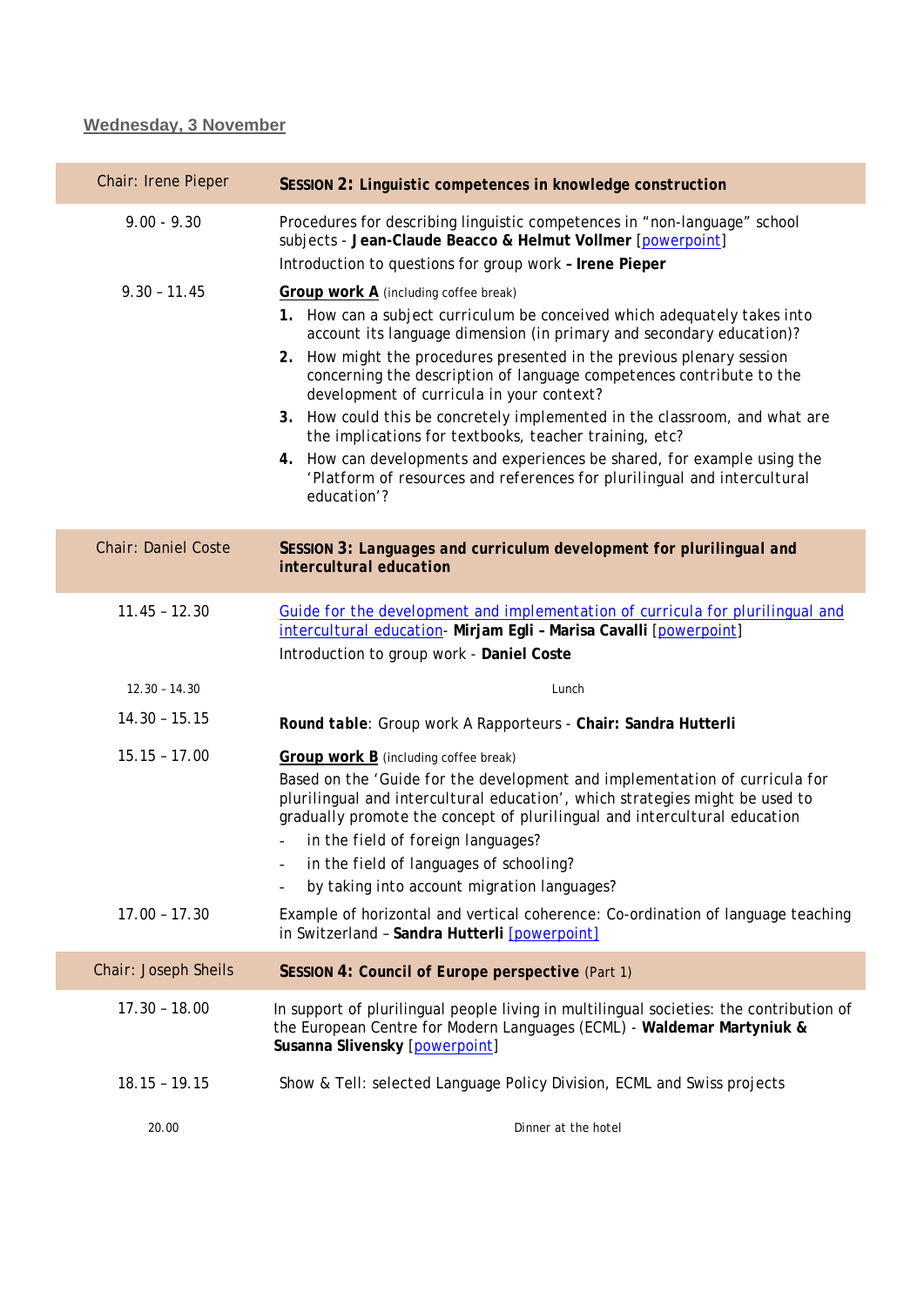## Wednesday, 3 November

| Chair: Irene Pieper | **SESSION 2: Linguistic competences in knowledge construction** |
|---|---|
| 9.00 - 9.30 | Procedures for describing linguistic competences in “non-language” school subjects - **Jean-Claude Beacco & Helmut Vollmer** [powerpoint]<br>Introduction to questions for group work **– Irene Pieper** |
| 9.30 – 11.45 | **Group work A** (including coffee break)<br>**1.** How can a subject curriculum be conceived which adequately takes into account its language dimension (in primary and secondary education)?<br>**2.** How might the procedures presented in the previous plenary session concerning the description of language competences contribute to the development of curricula in your context?<br>**3.** How could this be concretely implemented in the classroom, and what are the implications for textbooks, teacher training, etc?<br>**4.** How can developments and experiences be shared, for example using the ‘Platform of resources and references for plurilingual and intercultural education’? |
| Chair: Daniel Coste | **SESSION 3: *Languages and curriculum development for plurilingual and intercultural education*** |
| 11.45 – 12.30 | Guide for the development and implementation of curricula for plurilingual and intercultural education- **Mirjam Egli – Marisa Cavalli** [powerpoint]<br>Introduction to group work - **Daniel Coste** |
| 12.30 – 14.30 | Lunch |
| 14.30 – 15.15 | ***Round table***: Group work A Rapporteurs - **Chair: Sandra Hutterli** |
| 15.15 – 17.00 | **Group work B** (including coffee break)<br>Based on the ‘Guide for the development and implementation of curricula for plurilingual and intercultural education’, which strategies might be used to gradually promote the concept of plurilingual and intercultural education<br>- in the field of foreign languages?<br>- in the field of languages of schooling?<br>- by taking into account migration languages? |
| 17.00 – 17.30 | Example of horizontal and vertical coherence: Co-ordination of language teaching in Switzerland – **Sandra Hutterli** [powerpoint] |
| Chair: Joseph Sheils | **SESSION 4: Council of Europe perspective** (Part 1) |
| 17.30 – 18.00 | In support of plurilingual people living in multilingual societies: the contribution of the European Centre for Modern Languages (ECML) - **Waldemar Martyniuk & Susanna Slivensky** [powerpoint] |
| 18.15 – 19.15 | Show & Tell: selected Language Policy Division, ECML and Swiss projects |
| 20.00 | Dinner at the hotel |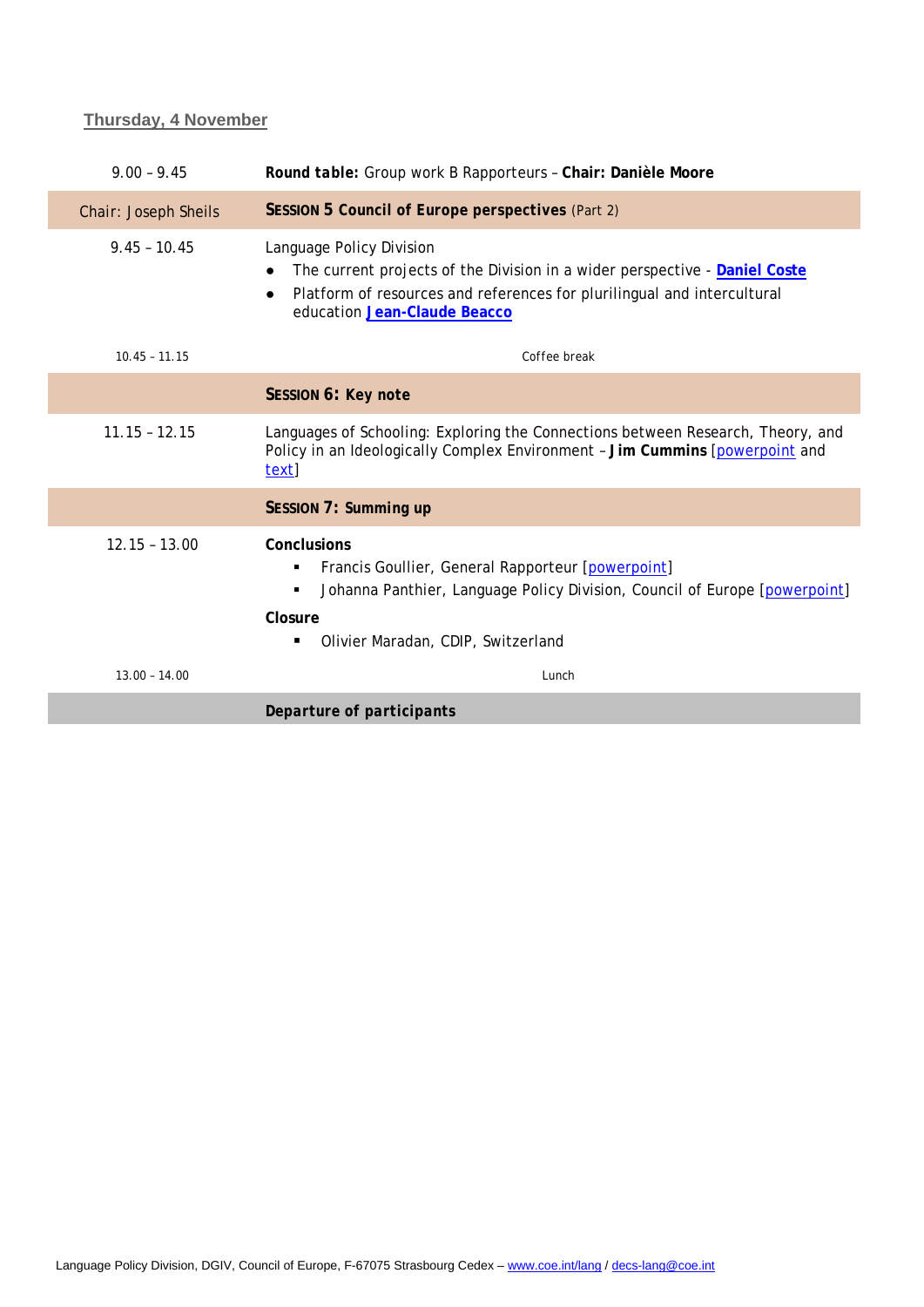## Thursday, 4 November

| | |
|---|---|
| 9.00 – 9.45 | ***Round table:*** Group work B Rapporteurs – **Chair: Danièle Moore** |
| Chair: Joseph Sheils | **SESSION 5 Council of Europe perspectives** (Part 2) |
| 9.45 – 10.45 | Language Policy Division<br>● The current projects of the Division in a wider perspective - **Daniel Coste**<br>● Platform of resources and references for plurilingual and intercultural education **Jean-Claude Beacco** |
| 10.45 – 11.15 | Coffee break |
| | **SESSION 6: Key note** |
| 11.15 – 12.15 | Languages of Schooling: Exploring the Connections between Research, Theory, and Policy in an Ideologically Complex Environment – **Jim Cummins** [powerpoint and text] |
| | **SESSION 7: Summing up** |
| 12.15 – 13.00 | **Conclusions**<br>▪ Francis Goullier, General Rapporteur [powerpoint]<br>▪ Johanna Panthier, Language Policy Division, Council of Europe [powerpoint]<br>**Closure**<br>▪ Olivier Maradan, CDIP, Switzerland |
| 13.00 – 14.00 | Lunch |
| | **Departure of participants** |

Language Policy Division, DGIV, Council of Europe, F-67075 Strasbourg Cedex – www.coe.int/lang / decs-lang@coe.int